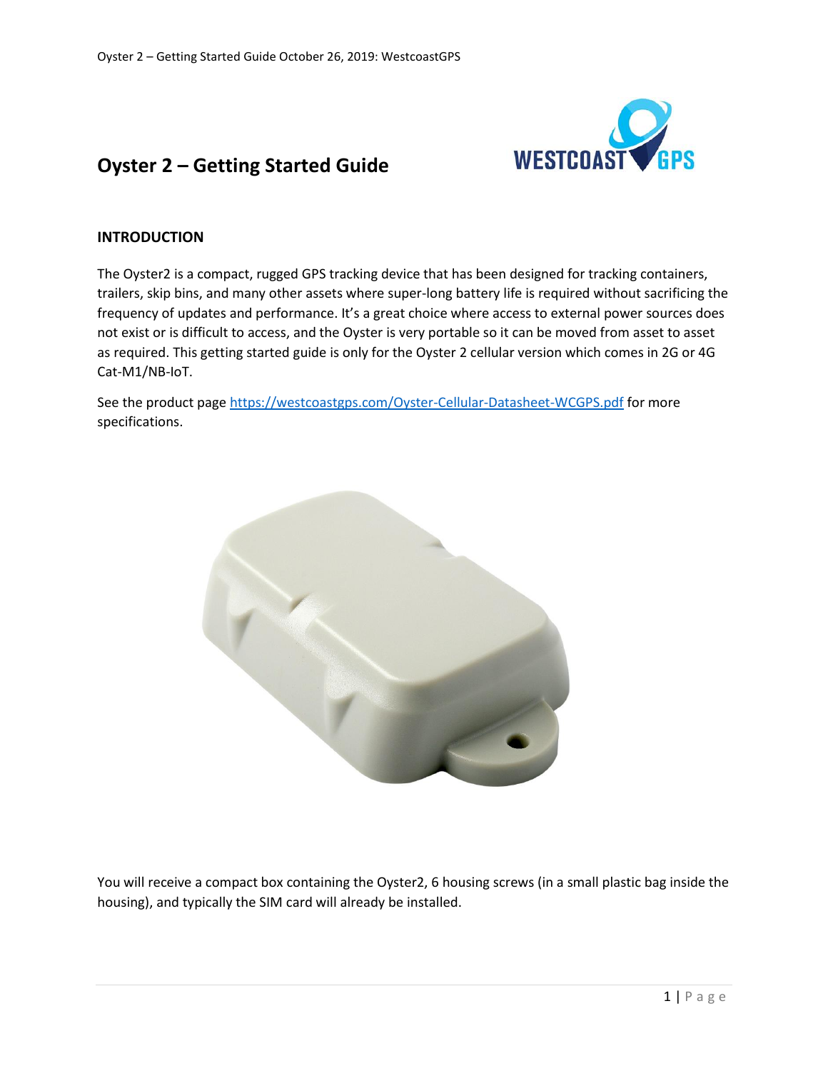# Oyster 2 – Getting Started Guide

## INTRODUCTION

The Oyster2 is a compact, rugged GPS tracking device that has been designed for tracking containers, trailers, skip bins, and many other assets where super-long battery life is required without sacrificing the frequency of updates and performance. It's a great choice where access to external power sources does not exist or is difficult to access, and the Oyster is very portable so it can be moved from asset to asset as required. This getting started guide is only for the Oyster 2 cellular version which comes in 2G or 4G Cat-M1/NB-IoT.

See the product page https://westcoastgps.com/Oyster-Cellular-Datasheet-WCGPS.pdf for more specifications.

You will receive a compact box containing the Oyster2, 6 housing screws (in a small plastic bag inside the housing), and typically the SIM card will already be installed.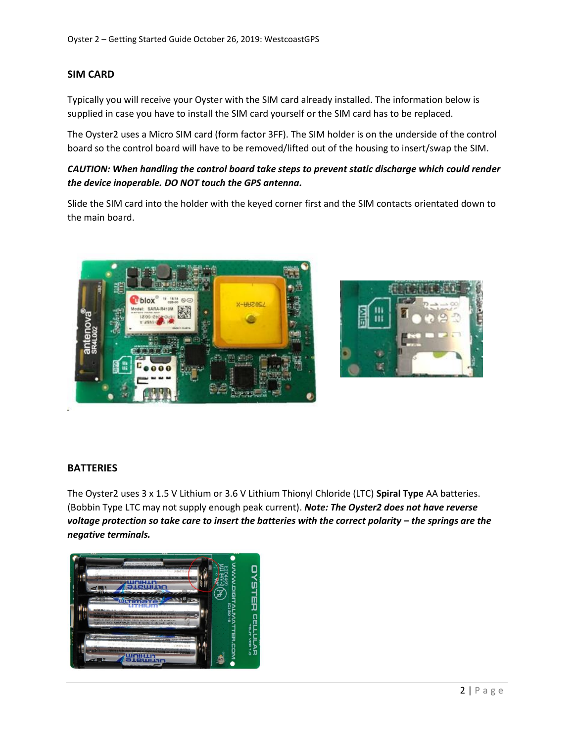## SIM CARD

Typically you will receive your Oyster with the SIM card already installed. The information below is supplied in case you have to install the SIM card yourself or the SIM card has to be replaced.

The Oyster2 uses a Micro SIM card (form factor 3FF). The SIM holder is on the underside of the control board so the control board will have to be removed/lifted out of the housing to insert/swap the SIM.

***CAUTION: When handling the control board take steps to prevent static discharge which could render the device inoperable. DO NOT touch the GPS antenna.***

Slide the SIM card into the holder with the keyed corner first and the SIM contacts orientated down to the main board.

## BATTERIES

The Oyster2 uses 3 x 1.5 V Lithium or 3.6 V Lithium Thionyl Chloride (LTC) **Spiral Type** AA batteries. (Bobbin Type LTC may not supply enough peak current). ***Note: The Oyster2 does not have reverse voltage protection so take care to insert the batteries with the correct polarity – the springs are the negative terminals.***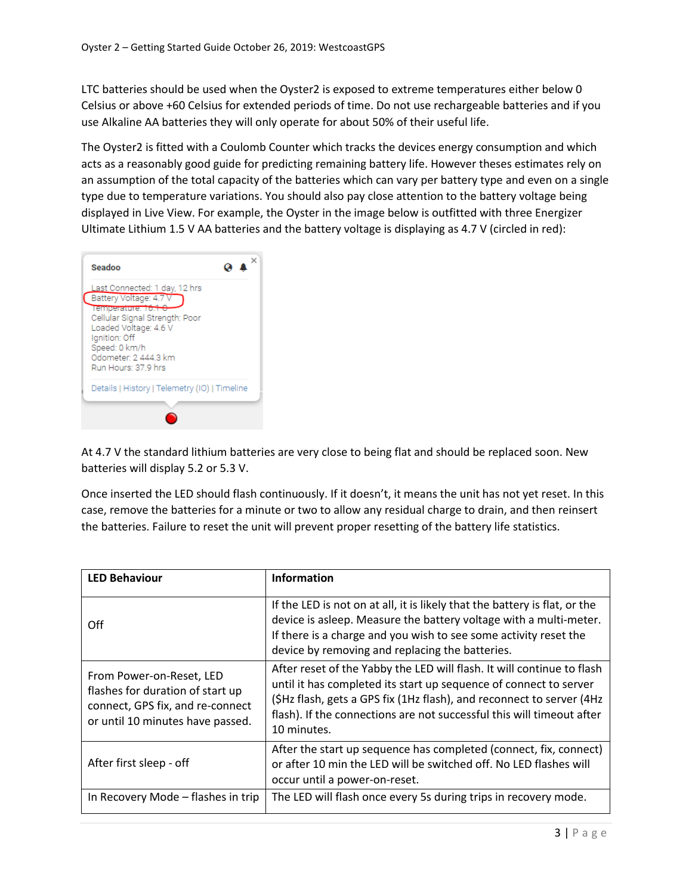LTC batteries should be used when the Oyster2 is exposed to extreme temperatures either below 0 Celsius or above +60 Celsius for extended periods of time. Do not use rechargeable batteries and if you use Alkaline AA batteries they will only operate for about 50% of their useful life.

The Oyster2 is fitted with a Coulomb Counter which tracks the devices energy consumption and which acts as a reasonably good guide for predicting remaining battery life. However theses estimates rely on an assumption of the total capacity of the batteries which can vary per battery type and even on a single type due to temperature variations. You should also pay close attention to the battery voltage being displayed in Live View. For example, the Oyster in the image below is outfitted with three Energizer Ultimate Lithium 1.5 V AA batteries and the battery voltage is displaying as 4.7 V (circled in red):

At 4.7 V the standard lithium batteries are very close to being flat and should be replaced soon. New batteries will display 5.2 or 5.3 V.

Once inserted the LED should flash continuously. If it doesn't, it means the unit has not yet reset. In this case, remove the batteries for a minute or two to allow any residual charge to drain, and then reinsert the batteries. Failure to reset the unit will prevent proper resetting of the battery life statistics.

| LED Behaviour | Information |
|---|---|
| Off | If the LED is not on at all, it is likely that the battery is flat, or the device is asleep. Measure the battery voltage with a multi-meter. If there is a charge and you wish to see some activity reset the device by removing and replacing the batteries. |
| From Power-on-Reset, LED flashes for duration of start up connect, GPS fix, and re-connect or until 10 minutes have passed. | After reset of the Yabby the LED will flash. It will continue to flash until it has completed its start up sequence of connect to server ($Hz flash, gets a GPS fix (1Hz flash), and reconnect to server (4Hz flash). If the connections are not successful this will timeout after 10 minutes. |
| After first sleep - off | After the start up sequence has completed (connect, fix, connect) or after 10 min the LED will be switched off. No LED flashes will occur until a power-on-reset. |
| In Recovery Mode – flashes in trip | The LED will flash once every 5s during trips in recovery mode. |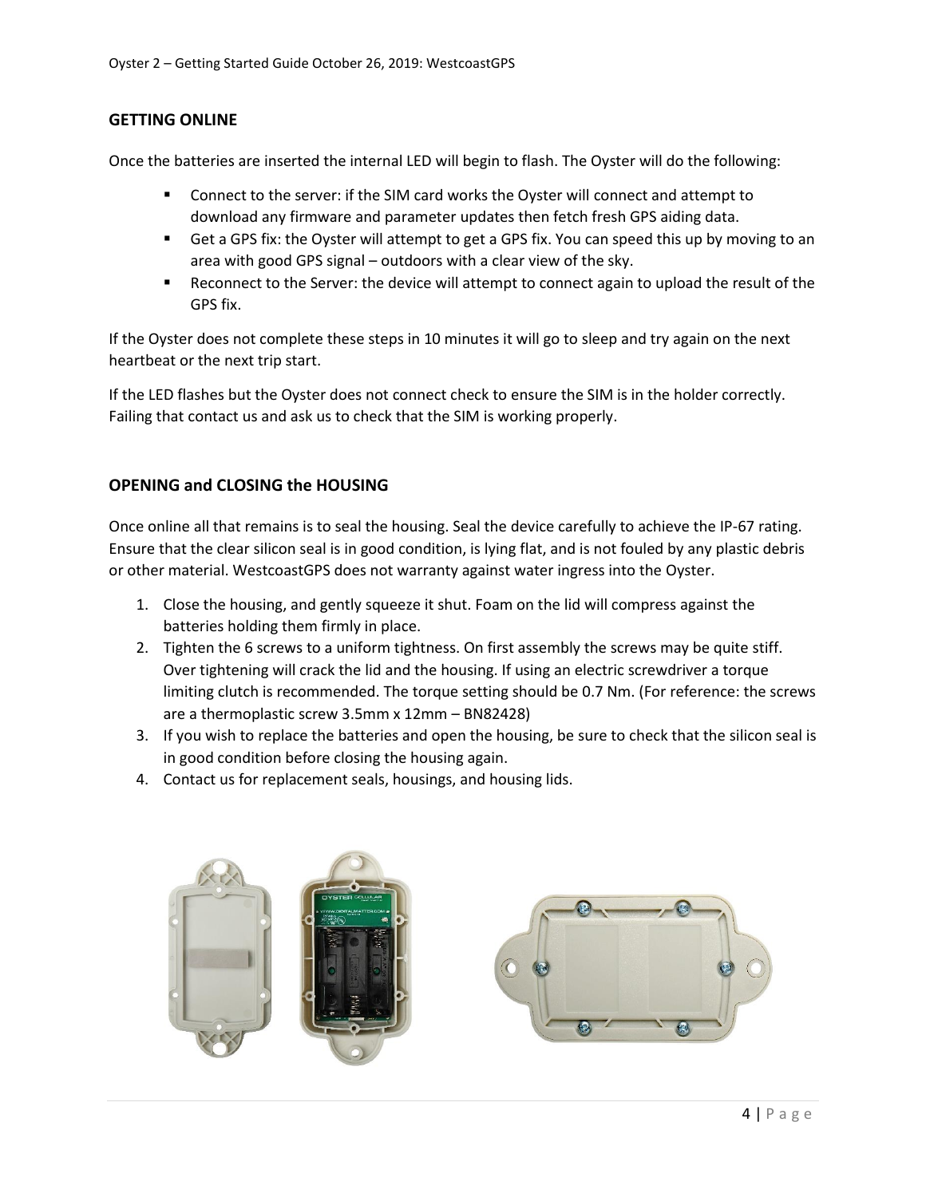## GETTING ONLINE

Once the batteries are inserted the internal LED will begin to flash. The Oyster will do the following:

- Connect to the server: if the SIM card works the Oyster will connect and attempt to download any firmware and parameter updates then fetch fresh GPS aiding data.
- Get a GPS fix: the Oyster will attempt to get a GPS fix. You can speed this up by moving to an area with good GPS signal – outdoors with a clear view of the sky.
- Reconnect to the Server: the device will attempt to connect again to upload the result of the GPS fix.

If the Oyster does not complete these steps in 10 minutes it will go to sleep and try again on the next heartbeat or the next trip start.

If the LED flashes but the Oyster does not connect check to ensure the SIM is in the holder correctly. Failing that contact us and ask us to check that the SIM is working properly.

## OPENING and CLOSING the HOUSING

Once online all that remains is to seal the housing. Seal the device carefully to achieve the IP-67 rating. Ensure that the clear silicon seal is in good condition, is lying flat, and is not fouled by any plastic debris or other material. WestcoastGPS does not warranty against water ingress into the Oyster.

1. Close the housing, and gently squeeze it shut. Foam on the lid will compress against the batteries holding them firmly in place.
2. Tighten the 6 screws to a uniform tightness. On first assembly the screws may be quite stiff. Over tightening will crack the lid and the housing. If using an electric screwdriver a torque limiting clutch is recommended. The torque setting should be 0.7 Nm. (For reference: the screws are a thermoplastic screw 3.5mm x 12mm – BN82428)
3. If you wish to replace the batteries and open the housing, be sure to check that the silicon seal is in good condition before closing the housing again.
4. Contact us for replacement seals, housings, and housing lids.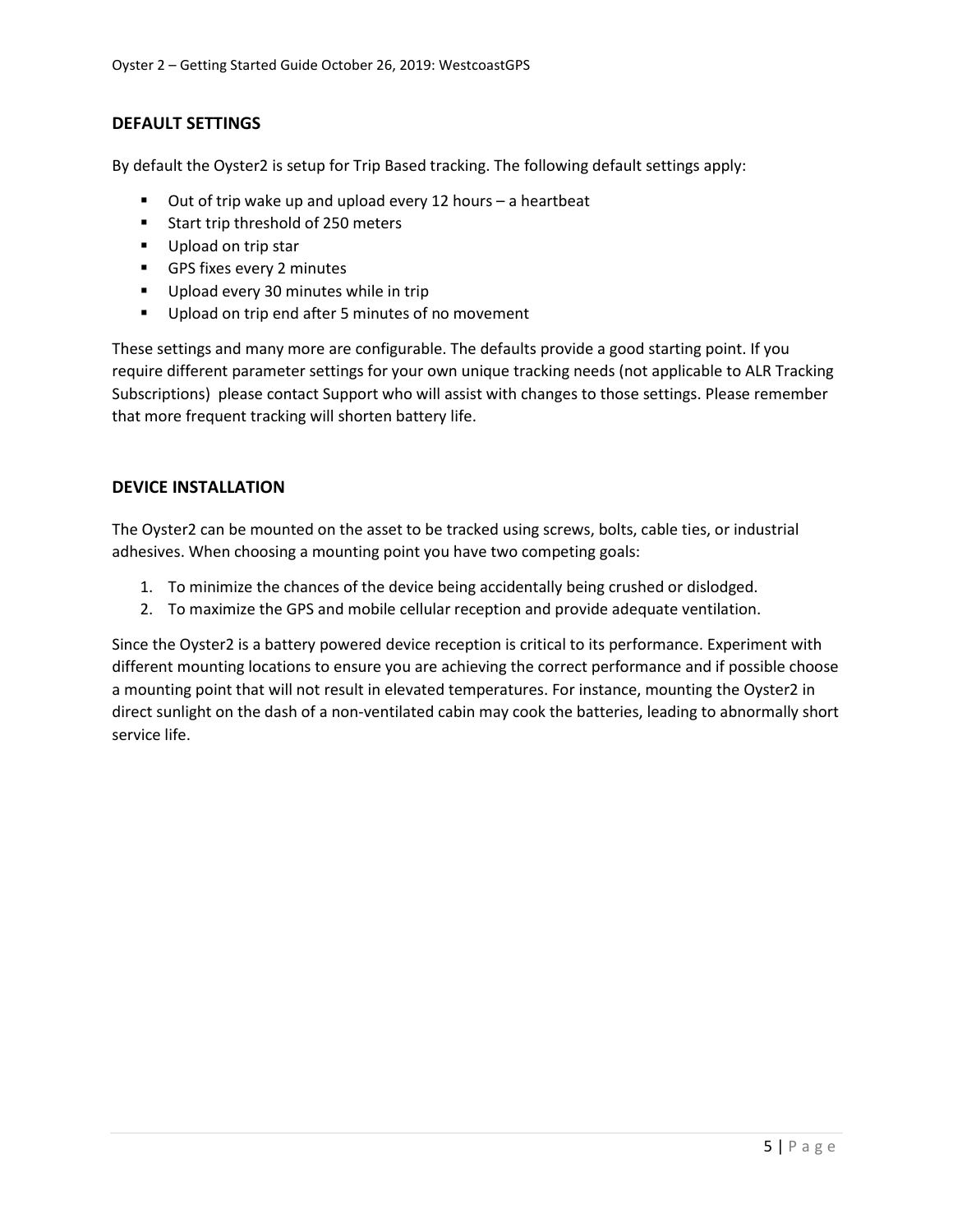## DEFAULT SETTINGS

By default the Oyster2 is setup for Trip Based tracking. The following default settings apply:

- Out of trip wake up and upload every 12 hours – a heartbeat
- Start trip threshold of 250 meters
- Upload on trip star
- GPS fixes every 2 minutes
- Upload every 30 minutes while in trip
- Upload on trip end after 5 minutes of no movement

These settings and many more are configurable. The defaults provide a good starting point. If you require different parameter settings for your own unique tracking needs (not applicable to ALR Tracking Subscriptions)  please contact Support who will assist with changes to those settings. Please remember that more frequent tracking will shorten battery life.

## DEVICE INSTALLATION

The Oyster2 can be mounted on the asset to be tracked using screws, bolts, cable ties, or industrial adhesives. When choosing a mounting point you have two competing goals:

1. To minimize the chances of the device being accidentally being crushed or dislodged.
2. To maximize the GPS and mobile cellular reception and provide adequate ventilation.

Since the Oyster2 is a battery powered device reception is critical to its performance. Experiment with different mounting locations to ensure you are achieving the correct performance and if possible choose a mounting point that will not result in elevated temperatures. For instance, mounting the Oyster2 in direct sunlight on the dash of a non-ventilated cabin may cook the batteries, leading to abnormally short service life.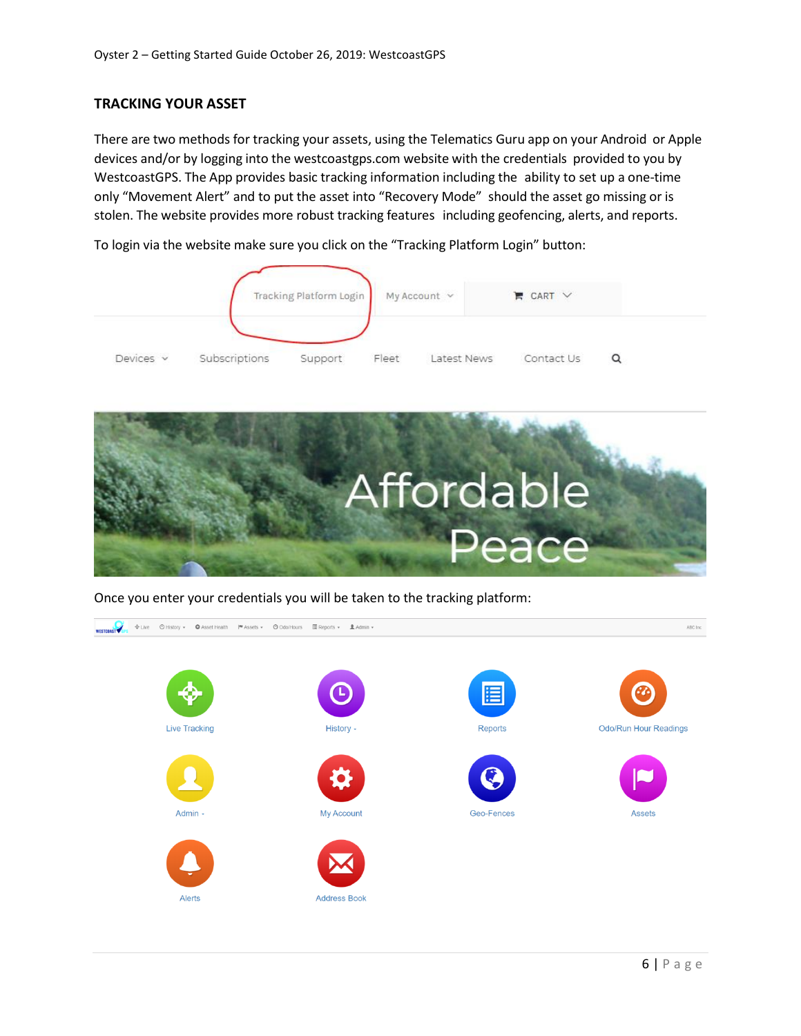## TRACKING YOUR ASSET

There are two methods for tracking your assets, using the Telematics Guru app on your Android or Apple devices and/or by logging into the westcoastgps.com website with the credentials provided to you by WestcoastGPS. The App provides basic tracking information including the ability to set up a one-time only "Movement Alert" and to put the asset into "Recovery Mode" should the asset go missing or is stolen. The website provides more robust tracking features including geofencing, alerts, and reports.

To login via the website make sure you click on the "Tracking Platform Login" button:

Once you enter your credentials you will be taken to the tracking platform: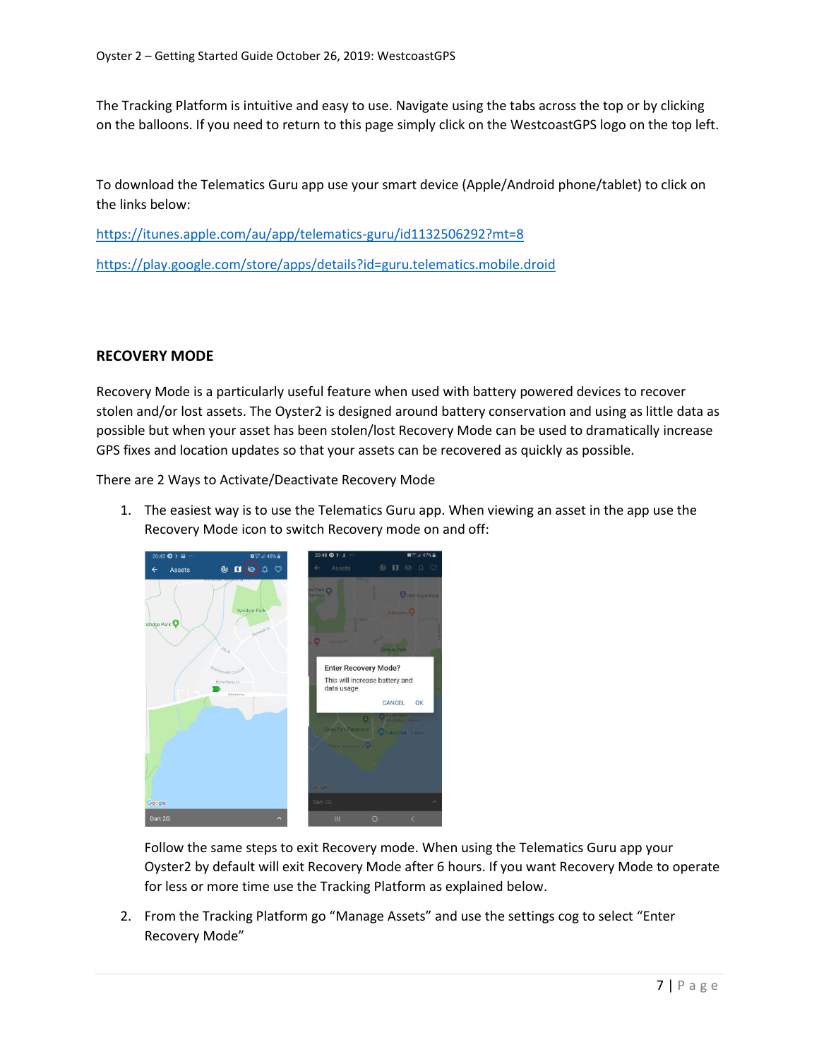The Tracking Platform is intuitive and easy to use. Navigate using the tabs across the top or by clicking on the balloons. If you need to return to this page simply click on the WestcoastGPS logo on the top left.

To download the Telematics Guru app use your smart device (Apple/Android phone/tablet) to click on the links below:

https://itunes.apple.com/au/app/telematics-guru/id1132506292?mt=8

https://play.google.com/store/apps/details?id=guru.telematics.mobile.droid

## RECOVERY MODE

Recovery Mode is a particularly useful feature when used with battery powered devices to recover stolen and/or lost assets. The Oyster2 is designed around battery conservation and using as little data as possible but when your asset has been stolen/lost Recovery Mode can be used to dramatically increase GPS fixes and location updates so that your assets can be recovered as quickly as possible.

There are 2 Ways to Activate/Deactivate Recovery Mode

1. The easiest way is to use the Telematics Guru app. When viewing an asset in the app use the Recovery Mode icon to switch Recovery mode on and off:

   Follow the same steps to exit Recovery mode. When using the Telematics Guru app your Oyster2 by default will exit Recovery Mode after 6 hours. If you want Recovery Mode to operate for less or more time use the Tracking Platform as explained below.

2. From the Tracking Platform go "Manage Assets" and use the settings cog to select "Enter Recovery Mode"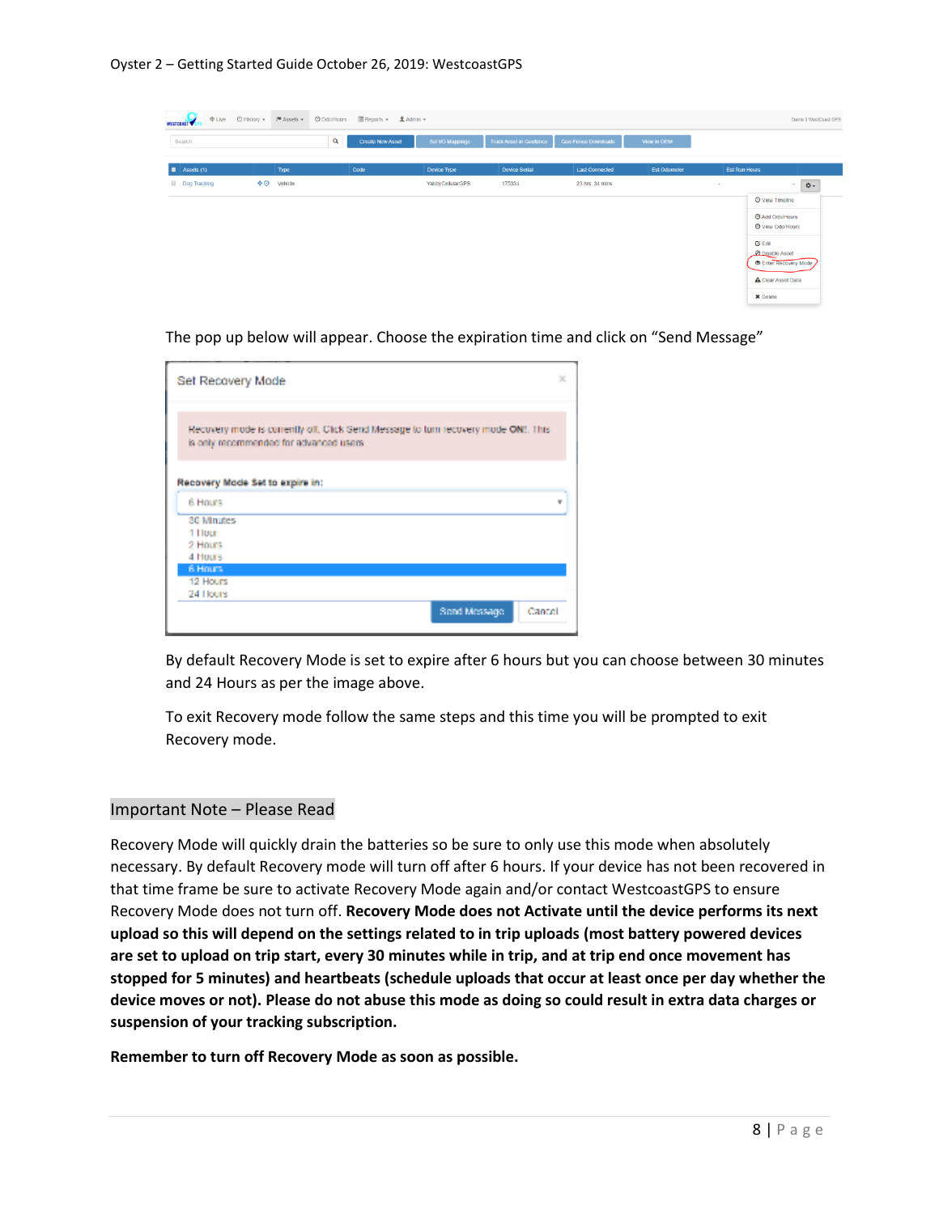The pop up below will appear. Choose the expiration time and click on "Send Message"

By default Recovery Mode is set to expire after 6 hours but you can choose between 30 minutes and 24 Hours as per the image above.

To exit Recovery mode follow the same steps and this time you will be prompted to exit Recovery mode.

## Important Note – Please Read

Recovery Mode will quickly drain the batteries so be sure to only use this mode when absolutely necessary. By default Recovery mode will turn off after 6 hours. If your device has not been recovered in that time frame be sure to activate Recovery Mode again and/or contact WestcoastGPS to ensure Recovery Mode does not turn off. **Recovery Mode does not Activate until the device performs its next upload so this will depend on the settings related to in trip uploads (most battery powered devices are set to upload on trip start, every 30 minutes while in trip, and at trip end once movement has stopped for 5 minutes) and heartbeats (schedule uploads that occur at least once per day whether the device moves or not). Please do not abuse this mode as doing so could result in extra data charges or suspension of your tracking subscription.**

**Remember to turn off Recovery Mode as soon as possible.**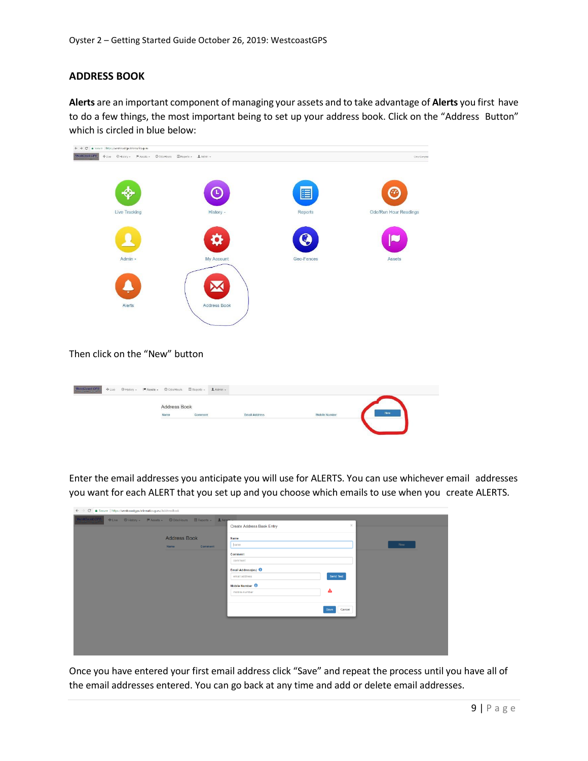## ADDRESS BOOK

**Alerts** are an important component of managing your assets and to take advantage of **Alerts** you first have to do a few things, the most important being to set up your address book. Click on the "Address Button" which is circled in blue below:

Then click on the "New" button

Enter the email addresses you anticipate you will use for ALERTS. You can use whichever email addresses you want for each ALERT that you set up and you choose which emails to use when you create ALERTS.

Once you have entered your first email address click "Save" and repeat the process until you have all of the email addresses entered. You can go back at any time and add or delete email addresses.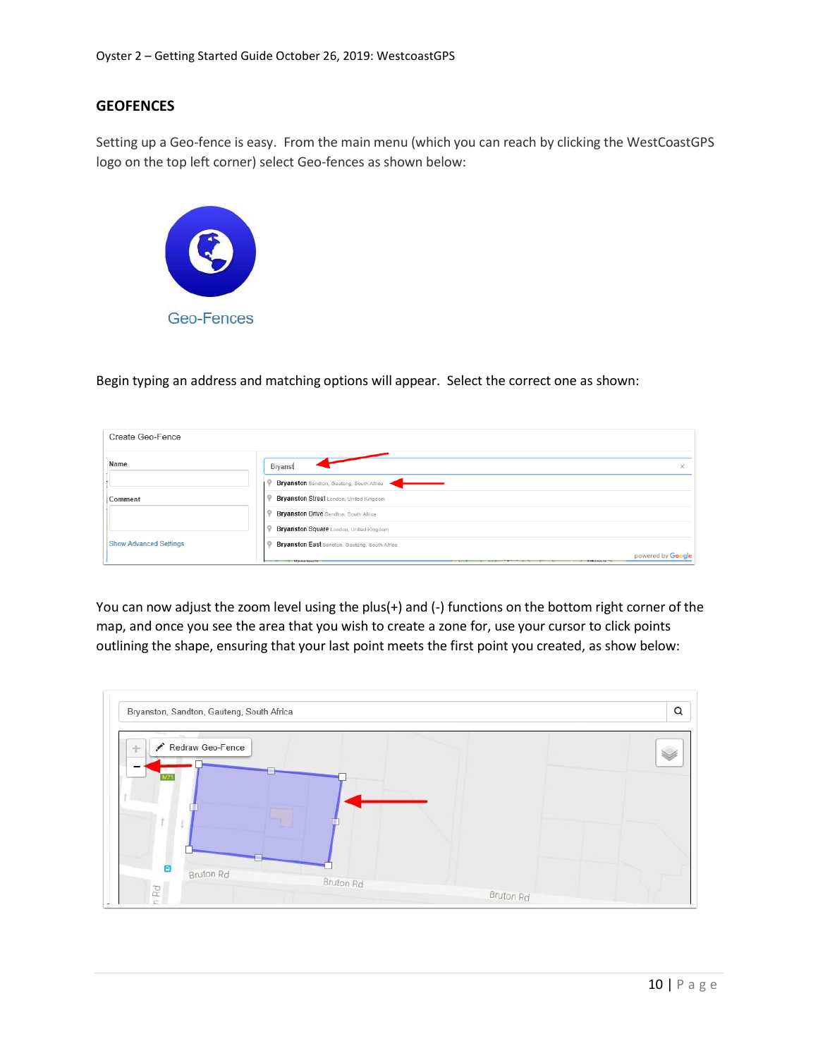## GEOFENCES

Setting up a Geo-fence is easy. From the main menu (which you can reach by clicking the WestCoastGPS logo on the top left corner) select Geo-fences as shown below:

Geo-Fences

Begin typing an address and matching options will appear. Select the correct one as shown:

You can now adjust the zoom level using the plus(+) and (-) functions on the bottom right corner of the map, and once you see the area that you wish to create a zone for, use your cursor to click points outlining the shape, ensuring that your last point meets the first point you created, as show below: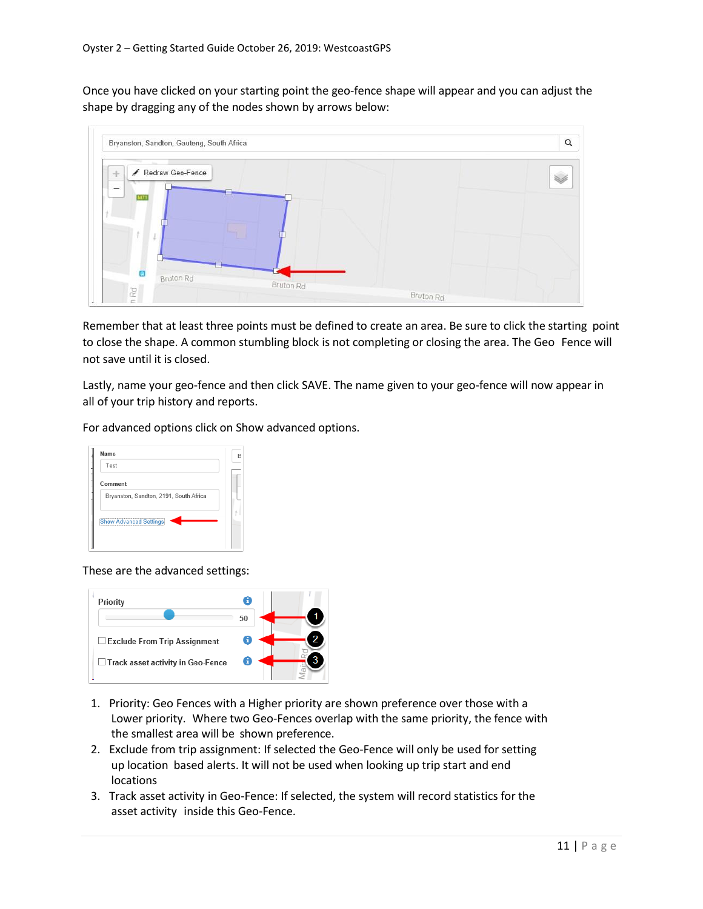Once you have clicked on your starting point the geo-fence shape will appear and you can adjust the shape by dragging any of the nodes shown by arrows below:

Remember that at least three points must be defined to create an area. Be sure to click the starting point to close the shape. A common stumbling block is not completing or closing the area. The Geo Fence will not save until it is closed.

Lastly, name your geo-fence and then click SAVE. The name given to your geo-fence will now appear in all of your trip history and reports.

For advanced options click on Show advanced options.

These are the advanced settings:

1. Priority: Geo Fences with a Higher priority are shown preference over those with a Lower priority. Where two Geo-Fences overlap with the same priority, the fence with the smallest area will be shown preference.
2. Exclude from trip assignment: If selected the Geo-Fence will only be used for setting up location based alerts. It will not be used when looking up trip start and end locations
3. Track asset activity in Geo-Fence: If selected, the system will record statistics for the asset activity inside this Geo-Fence.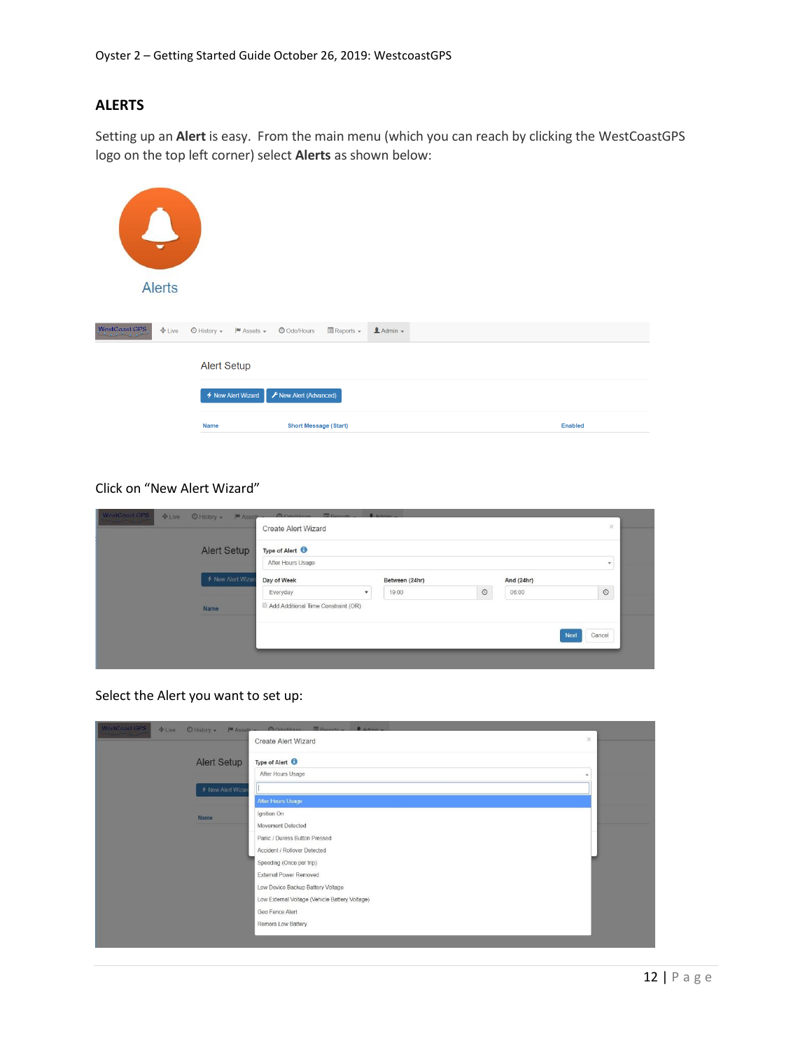## ALERTS

Setting up an **Alert** is easy. From the main menu (which you can reach by clicking the WestCoastGPS logo on the top left corner) select **Alerts** as shown below:

Click on "New Alert Wizard"

Select the Alert you want to set up: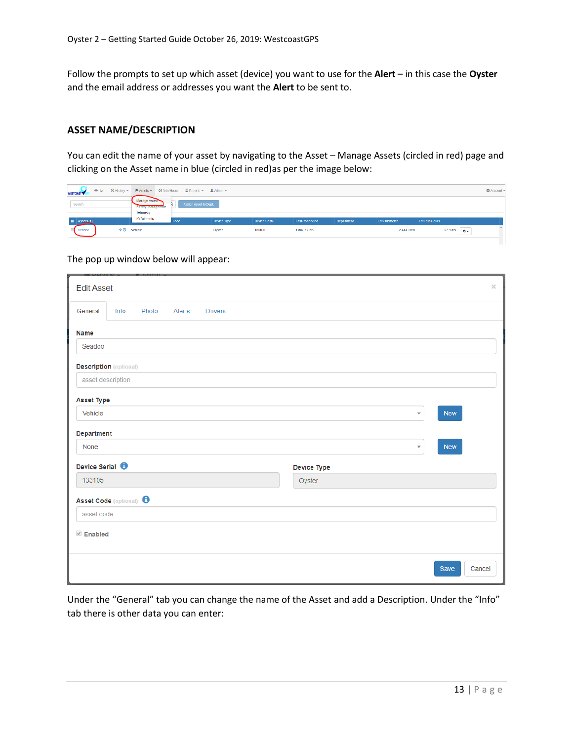Follow the prompts to set up which asset (device) you want to use for the **Alert** – in this case the **Oyster** and the email address or addresses you want the **Alert** to be sent to.

## ASSET NAME/DESCRIPTION

You can edit the name of your asset by navigating to the Asset – Manage Assets (circled in red) page and clicking on the Asset name in blue (circled in red)as per the image below:

The pop up window below will appear:

Under the "General" tab you can change the name of the Asset and add a Description. Under the "Info" tab there is other data you can enter: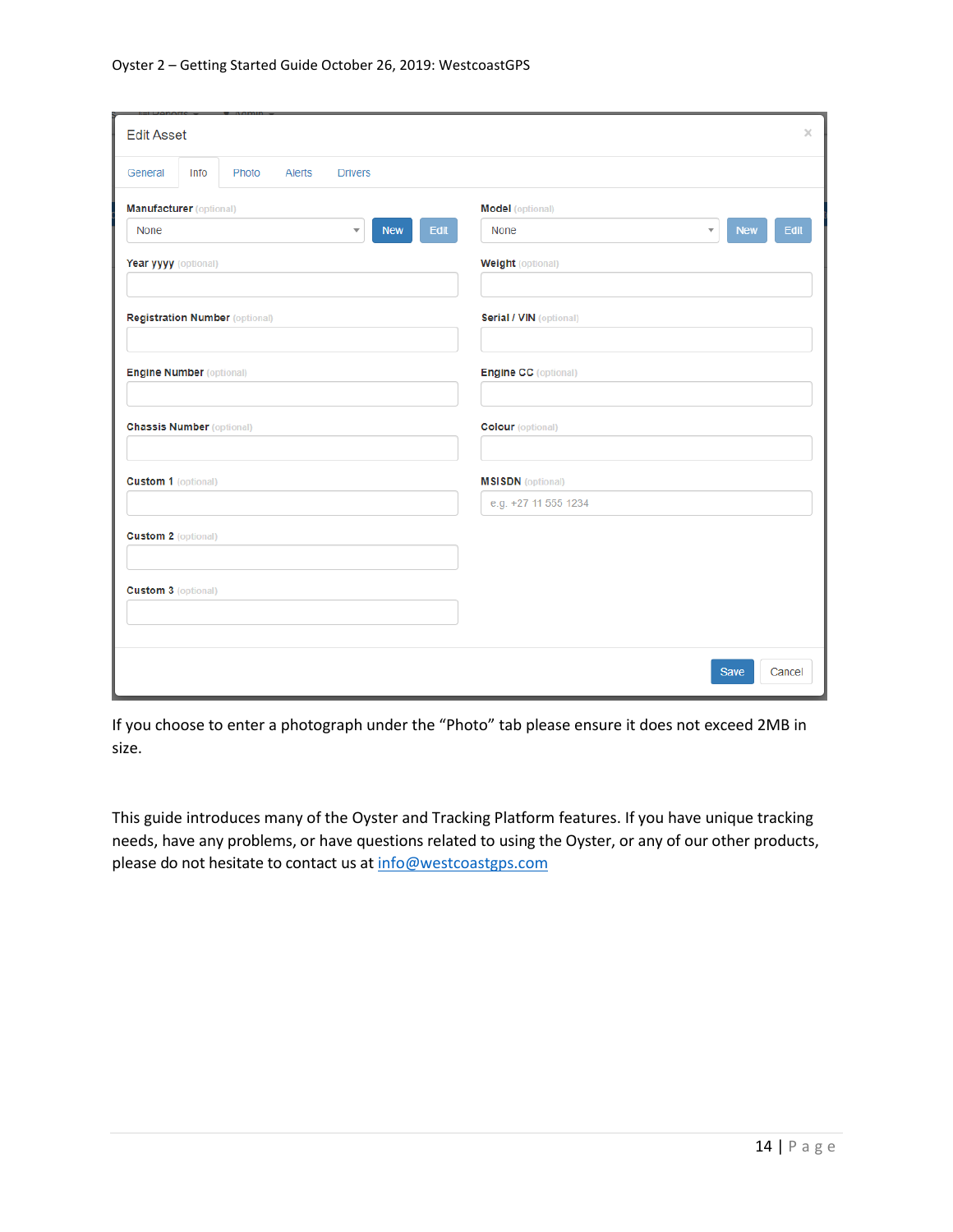If you choose to enter a photograph under the “Photo” tab please ensure it does not exceed 2MB in size.

This guide introduces many of the Oyster and Tracking Platform features. If you have unique tracking needs, have any problems, or have questions related to using the Oyster, or any of our other products, please do not hesitate to contact us at info@westcoastgps.com